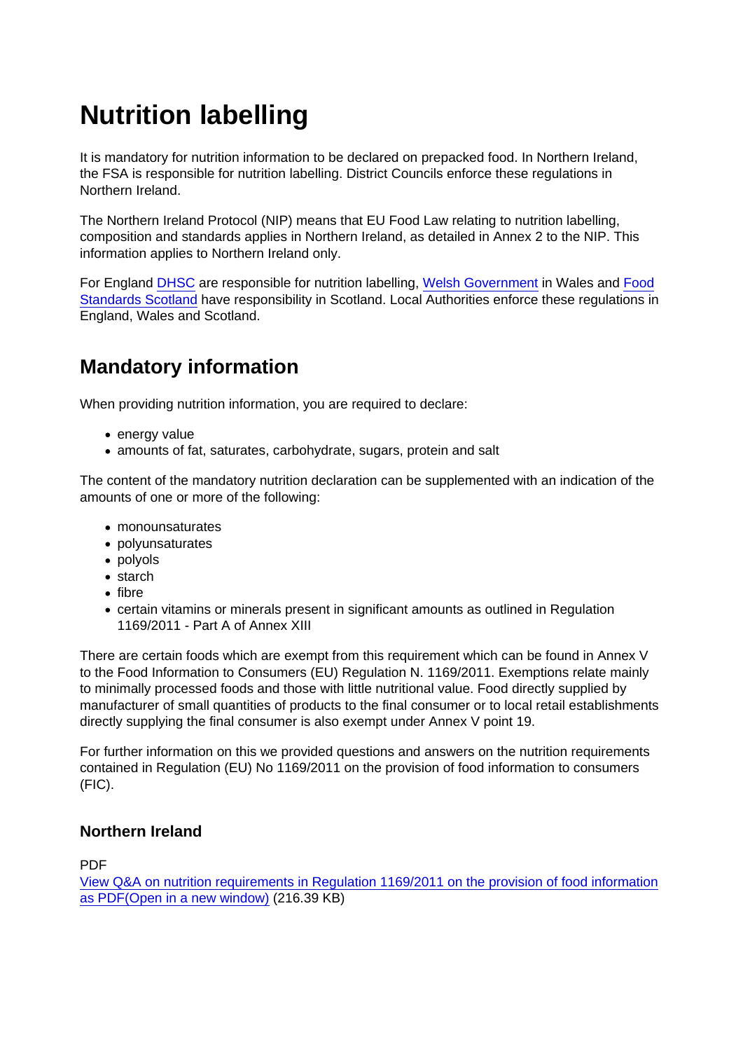# Nutrition labelling

It is mandatory for nutrition information to be declared on prepacked food. In Northern Ireland, the FSA is responsible for nutrition labelling. District Councils enforce these regulations in Northern Ireland.

The Northern Ireland Protocol (NIP) means that EU Food Law relating to nutrition labelling, composition and standards applies in Northern Ireland, as detailed in Annex 2 to the NIP. This information applies to Northern Ireland only.

For England [DHSC] are responsible for nutrition labelling, [Welsh Government] in Wales and [Food Standards Scotland] have responsibility in Scotland. Local Authorities enforce these regulations in England, Wales and Scotland.

## Mandatory information

When providing nutrition information, you are required to declare:

- energy value
- amounts of fat, saturates, carbohydrate, sugars, protein and salt

The content of the mandatory nutrition declaration can be supplemented with an indication of the amounts of one or more of the following:

- monounsaturates
- polyunsaturates
- polyols
- starch
- fibre
- certain vitamins or minerals present in significant amounts as outlined in Regulation 1169/2011 - Part A of Annex XIII

There are certain foods which are exempt from this requirement which can be found in Annex V to the Food Information to Consumers (EU) Regulation N. 1169/2011. Exemptions relate mainly to minimally processed foods and those with little nutritional value. Food directly supplied by manufacturer of small quantities of products to the final consumer or to local retail establishments directly supplying the final consumer is also exempt under Annex V point 19.

For further information on this we provided questions and answers on the nutrition requirements contained in Regulation (EU) No 1169/2011 on the provision of food information to consumers (FIC).

### Northern Ireland

PDF
View Q&A on nutrition requirements in Regulation 1169/2011 on the provision of food information as PDF(Open in a new window) (216.39 KB)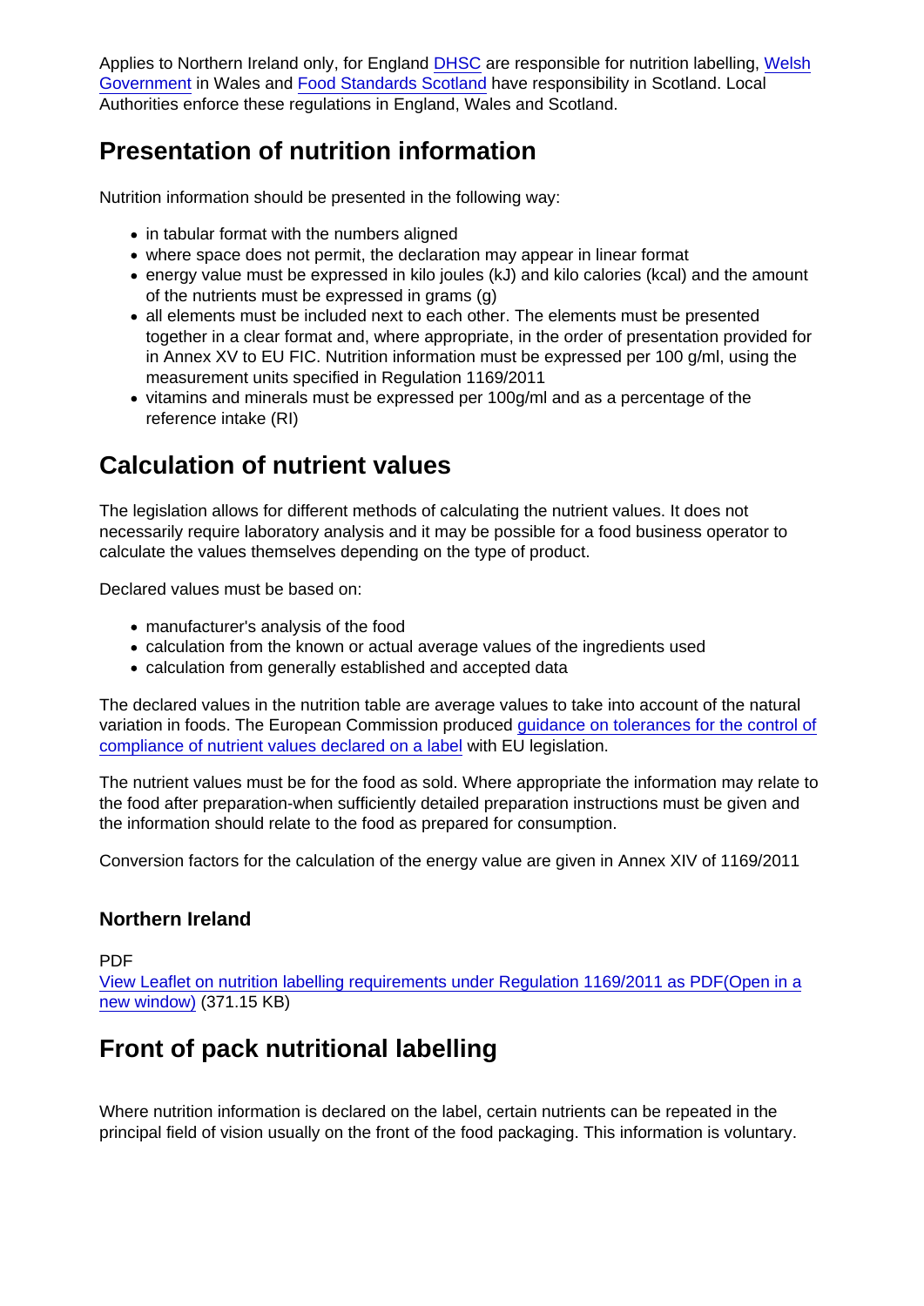Applies to Northern Ireland only, for England DHSC are responsible for nutrition labelling, Welsh Government in Wales and Food Standards Scotland have responsibility in Scotland. Local Authorities enforce these regulations in England, Wales and Scotland.

## Presentation of nutrition information

Nutrition information should be presented in the following way:

- in tabular format with the numbers aligned
- where space does not permit, the declaration may appear in linear format
- energy value must be expressed in kilo joules (kJ) and kilo calories (kcal) and the amount of the nutrients must be expressed in grams (g)
- all elements must be included next to each other. The elements must be presented together in a clear format and, where appropriate, in the order of presentation provided for in Annex XV to EU FIC. Nutrition information must be expressed per 100 g/ml, using the measurement units specified in Regulation 1169/2011
- vitamins and minerals must be expressed per 100g/ml and as a percentage of the reference intake (RI)

## Calculation of nutrient values

The legislation allows for different methods of calculating the nutrient values. It does not necessarily require laboratory analysis and it may be possible for a food business operator to calculate the values themselves depending on the type of product.

Declared values must be based on:

- manufacturer's analysis of the food
- calculation from the known or actual average values of the ingredients used
- calculation from generally established and accepted data

The declared values in the nutrition table are average values to take into account of the natural variation in foods. The European Commission produced guidance on tolerances for the control of compliance of nutrient values declared on a label with EU legislation.

The nutrient values must be for the food as sold. Where appropriate the information may relate to the food after preparation-when sufficiently detailed preparation instructions must be given and the information should relate to the food as prepared for consumption.

Conversion factors for the calculation of the energy value are given in Annex XIV of 1169/2011

### Northern Ireland

PDF
View Leaflet on nutrition labelling requirements under Regulation 1169/2011 as PDF(Open in a new window) (371.15 KB)

## Front of pack nutritional labelling

Where nutrition information is declared on the label, certain nutrients can be repeated in the principal field of vision usually on the front of the food packaging. This information is voluntary.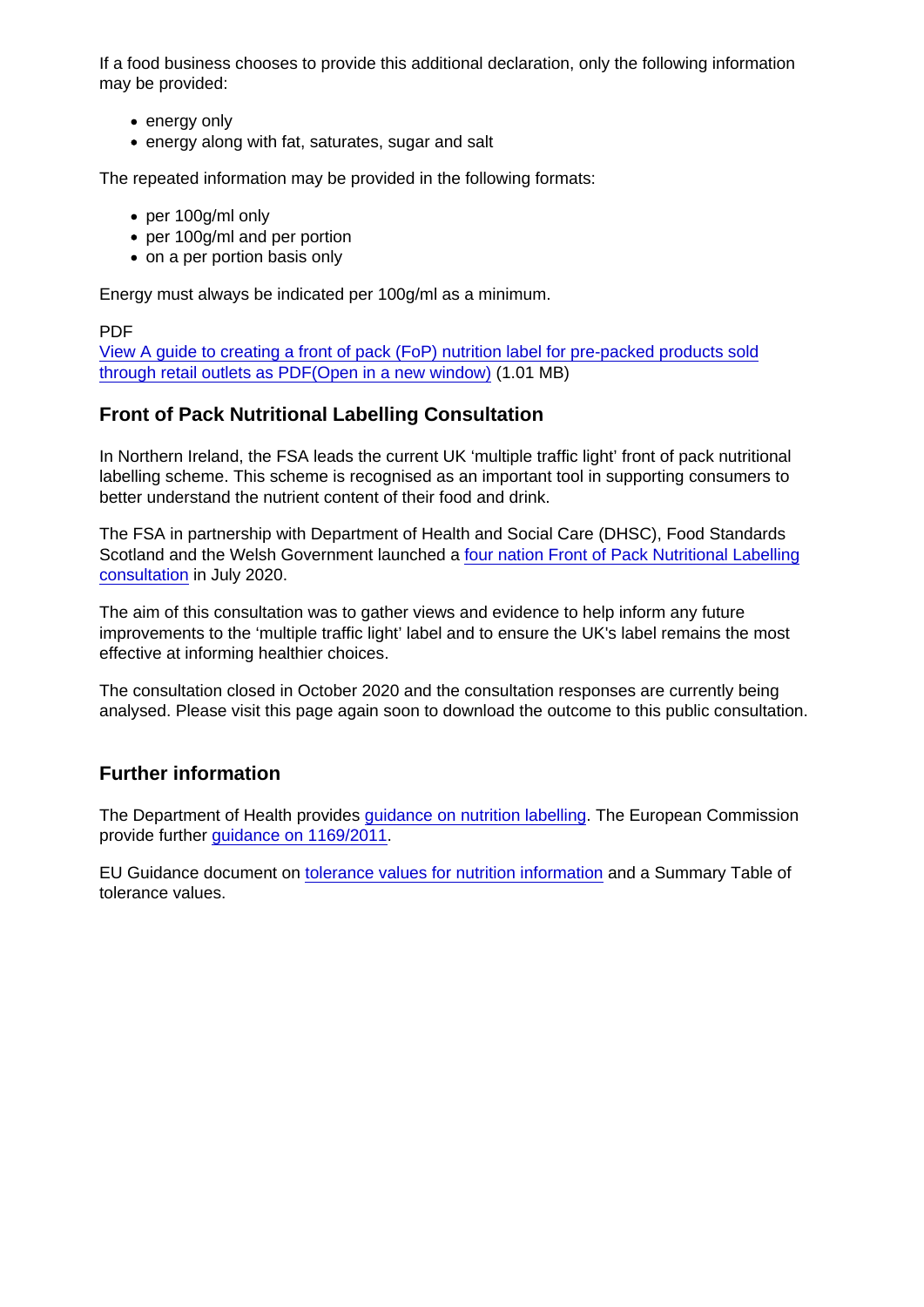If a food business chooses to provide this additional declaration, only the following information may be provided:

- energy only
- energy along with fat, saturates, sugar and salt

The repeated information may be provided in the following formats:

- per 100g/ml only
- per 100g/ml and per portion
- on a per portion basis only

Energy must always be indicated per 100g/ml as a minimum.

PDF
View A guide to creating a front of pack (FoP) nutrition label for pre-packed products sold through retail outlets as PDF(Open in a new window) (1.01 MB)

## Front of Pack Nutritional Labelling Consultation

In Northern Ireland, the FSA leads the current UK 'multiple traffic light' front of pack nutritional labelling scheme. This scheme is recognised as an important tool in supporting consumers to better understand the nutrient content of their food and drink.

The FSA in partnership with Department of Health and Social Care (DHSC), Food Standards Scotland and the Welsh Government launched a four nation Front of Pack Nutritional Labelling consultation in July 2020.

The aim of this consultation was to gather views and evidence to help inform any future improvements to the 'multiple traffic light' label and to ensure the UK's label remains the most effective at informing healthier choices.

The consultation closed in October 2020 and the consultation responses are currently being analysed. Please visit this page again soon to download the outcome to this public consultation.

## Further information

The Department of Health provides guidance on nutrition labelling. The European Commission provide further guidance on 1169/2011.

EU Guidance document on tolerance values for nutrition information and a Summary Table of tolerance values.